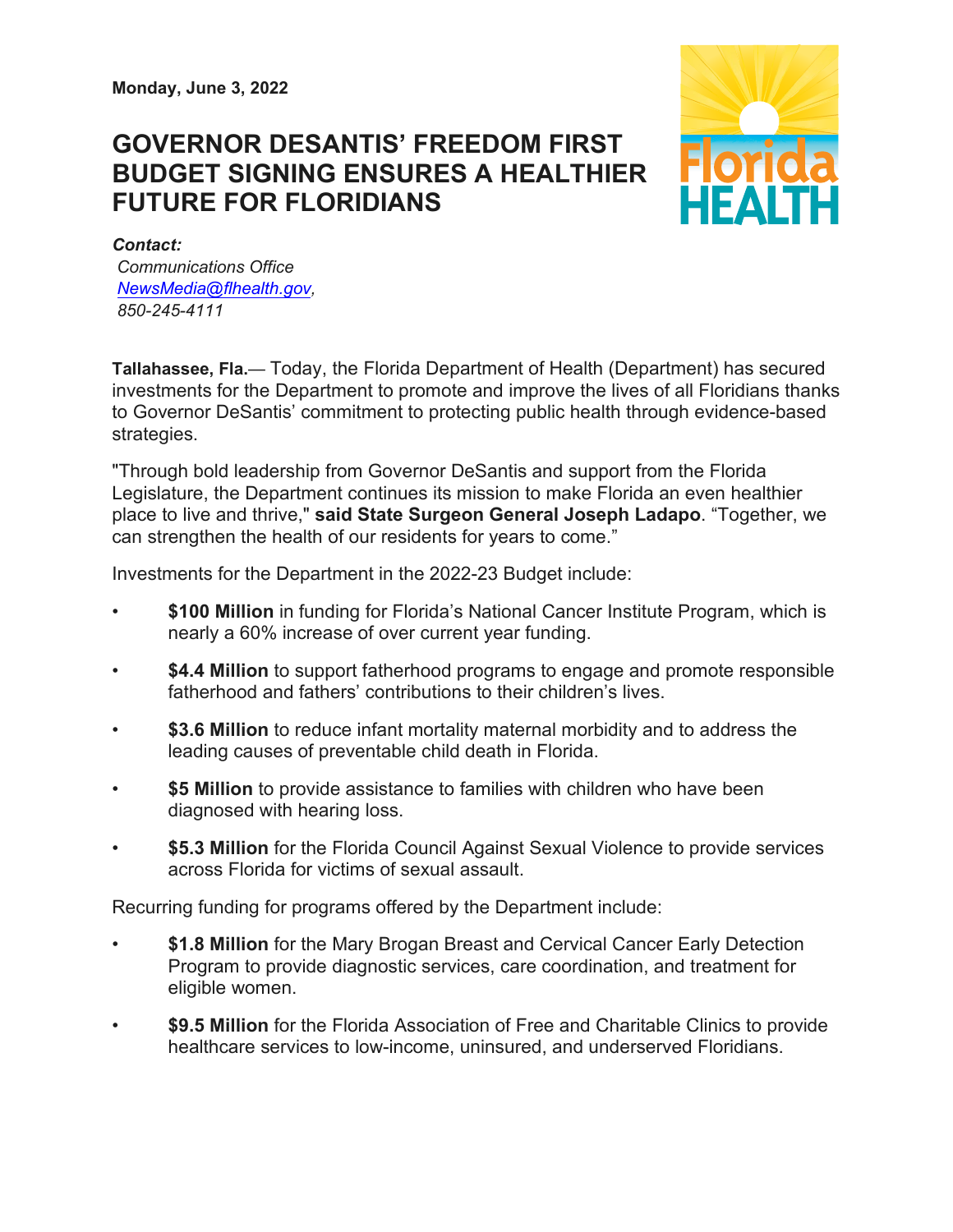**Monday, June 3, 2022**

# GOVERNOR DESANTIS' FREEDOM FIRST BUDGET SIGNING ENSURES A HEALTHIER FUTURE FOR FLORIDIANS

***Contact:***
*Communications Office*
*NewsMedia@flhealth.gov,*
*850-245-4111*

**Tallahassee, Fla.**— Today, the Florida Department of Health (Department) has secured investments for the Department to promote and improve the lives of all Floridians thanks to Governor DeSantis' commitment to protecting public health through evidence-based strategies.

"Through bold leadership from Governor DeSantis and support from the Florida Legislature, the Department continues its mission to make Florida an even healthier place to live and thrive," **said State Surgeon General Joseph Ladapo**. "Together, we can strengthen the health of our residents for years to come."

Investments for the Department in the 2022-23 Budget include:

- **$100 Million** in funding for Florida's National Cancer Institute Program, which is nearly a 60% increase of over current year funding.
- **$4.4 Million** to support fatherhood programs to engage and promote responsible fatherhood and fathers' contributions to their children's lives.
- **$3.6 Million** to reduce infant mortality maternal morbidity and to address the leading causes of preventable child death in Florida.
- **$5 Million** to provide assistance to families with children who have been diagnosed with hearing loss.
- **$5.3 Million** for the Florida Council Against Sexual Violence to provide services across Florida for victims of sexual assault.

Recurring funding for programs offered by the Department include:

- **$1.8 Million** for the Mary Brogan Breast and Cervical Cancer Early Detection Program to provide diagnostic services, care coordination, and treatment for eligible women.
- **$9.5 Million** for the Florida Association of Free and Charitable Clinics to provide healthcare services to low-income, uninsured, and underserved Floridians.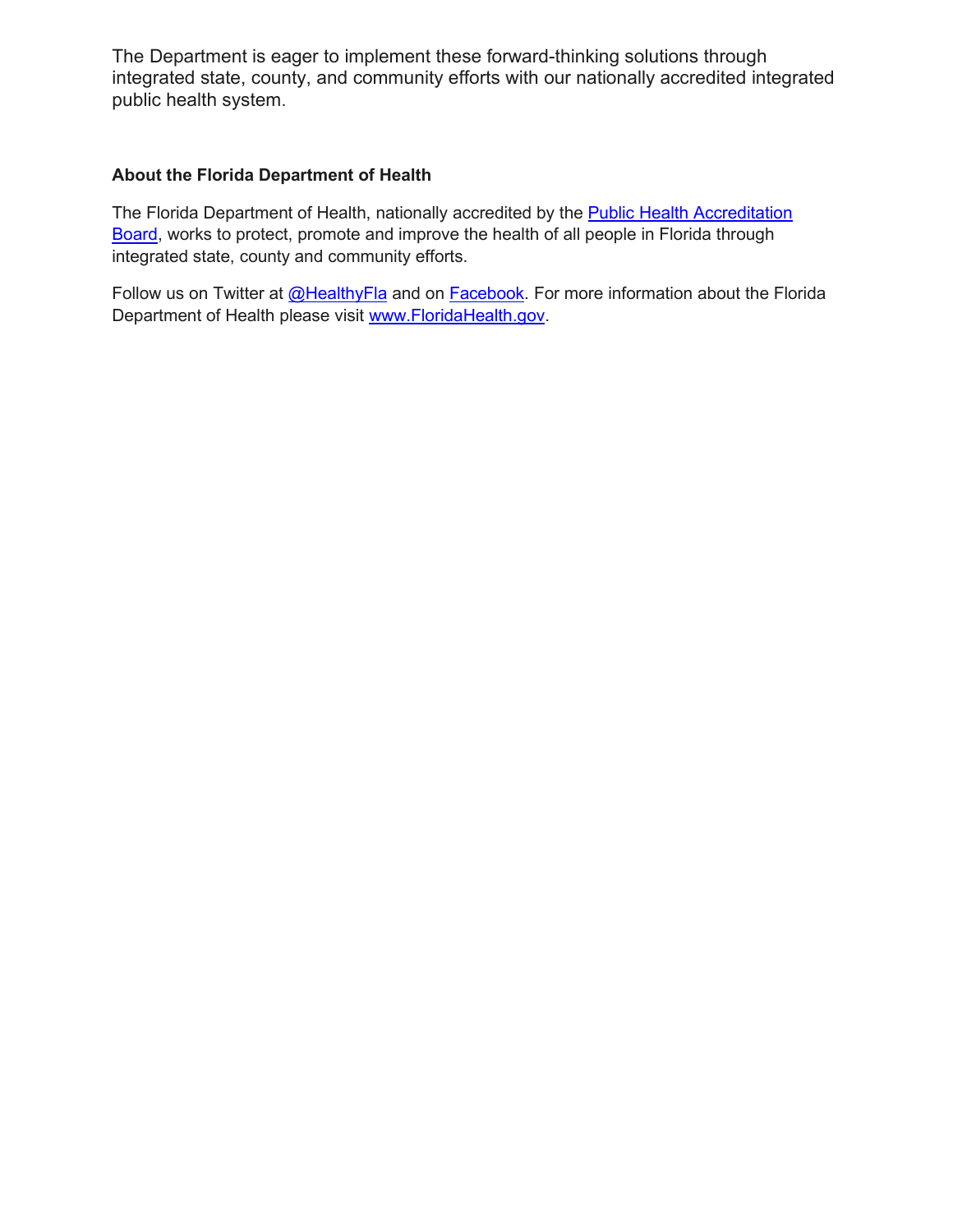The Department is eager to implement these forward-thinking solutions through integrated state, county, and community efforts with our nationally accredited integrated public health system.

**About the Florida Department of Health**

The Florida Department of Health, nationally accredited by the [Public Health Accreditation Board](), works to protect, promote and improve the health of all people in Florida through integrated state, county and community efforts.

Follow us on Twitter at [@HealthyFla]() and on [Facebook](). For more information about the Florida Department of Health please visit [www.FloridaHealth.gov]().